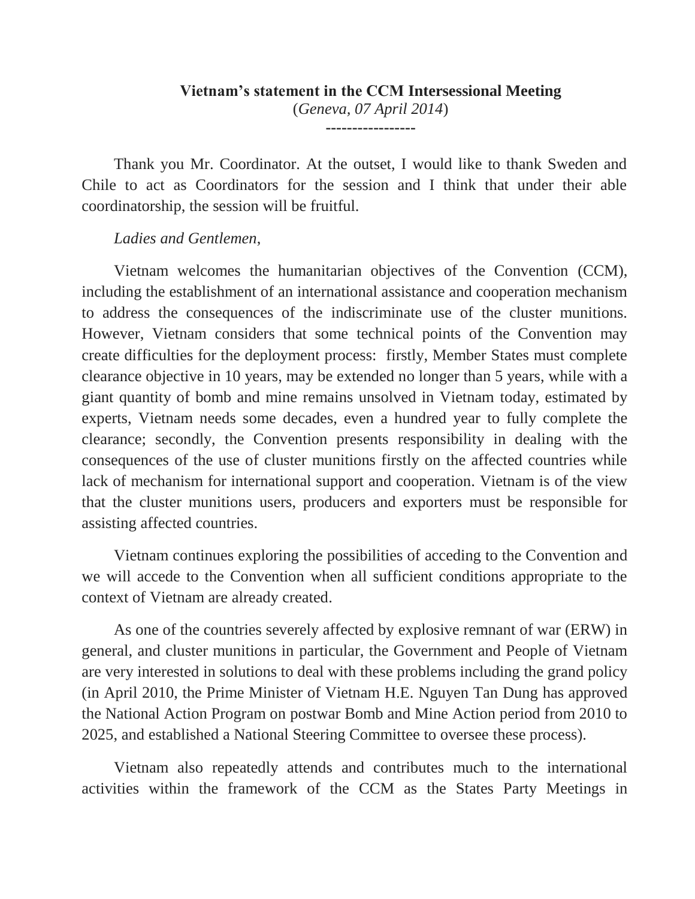**Vietnam's statement in the CCM Intersessional Meeting**

(*Geneva, 07 April 2014*)

-----------------

Thank you Mr. Coordinator. At the outset, I would like to thank Sweden and Chile to act as Coordinators for the session and I think that under their able coordinatorship, the session will be fruitful.

*Ladies and Gentlemen,*

Vietnam welcomes the humanitarian objectives of the Convention (CCM), including the establishment of an international assistance and cooperation mechanism to address the consequences of the indiscriminate use of the cluster munitions. However, Vietnam considers that some technical points of the Convention may create difficulties for the deployment process: firstly, Member States must complete clearance objective in 10 years, may be extended no longer than 5 years, while with a giant quantity of bomb and mine remains unsolved in Vietnam today, estimated by experts, Vietnam needs some decades, even a hundred year to fully complete the clearance; secondly, the Convention presents responsibility in dealing with the consequences of the use of cluster munitions firstly on the affected countries while lack of mechanism for international support and cooperation. Vietnam is of the view that the cluster munitions users, producers and exporters must be responsible for assisting affected countries.

Vietnam continues exploring the possibilities of acceding to the Convention and we will accede to the Convention when all sufficient conditions appropriate to the context of Vietnam are already created.

As one of the countries severely affected by explosive remnant of war (ERW) in general, and cluster munitions in particular, the Government and People of Vietnam are very interested in solutions to deal with these problems including the grand policy (in April 2010, the Prime Minister of Vietnam H.E. Nguyen Tan Dung has approved the National Action Program on postwar Bomb and Mine Action period from 2010 to 2025, and established a National Steering Committee to oversee these process).

Vietnam also repeatedly attends and contributes much to the international activities within the framework of the CCM as the States Party Meetings in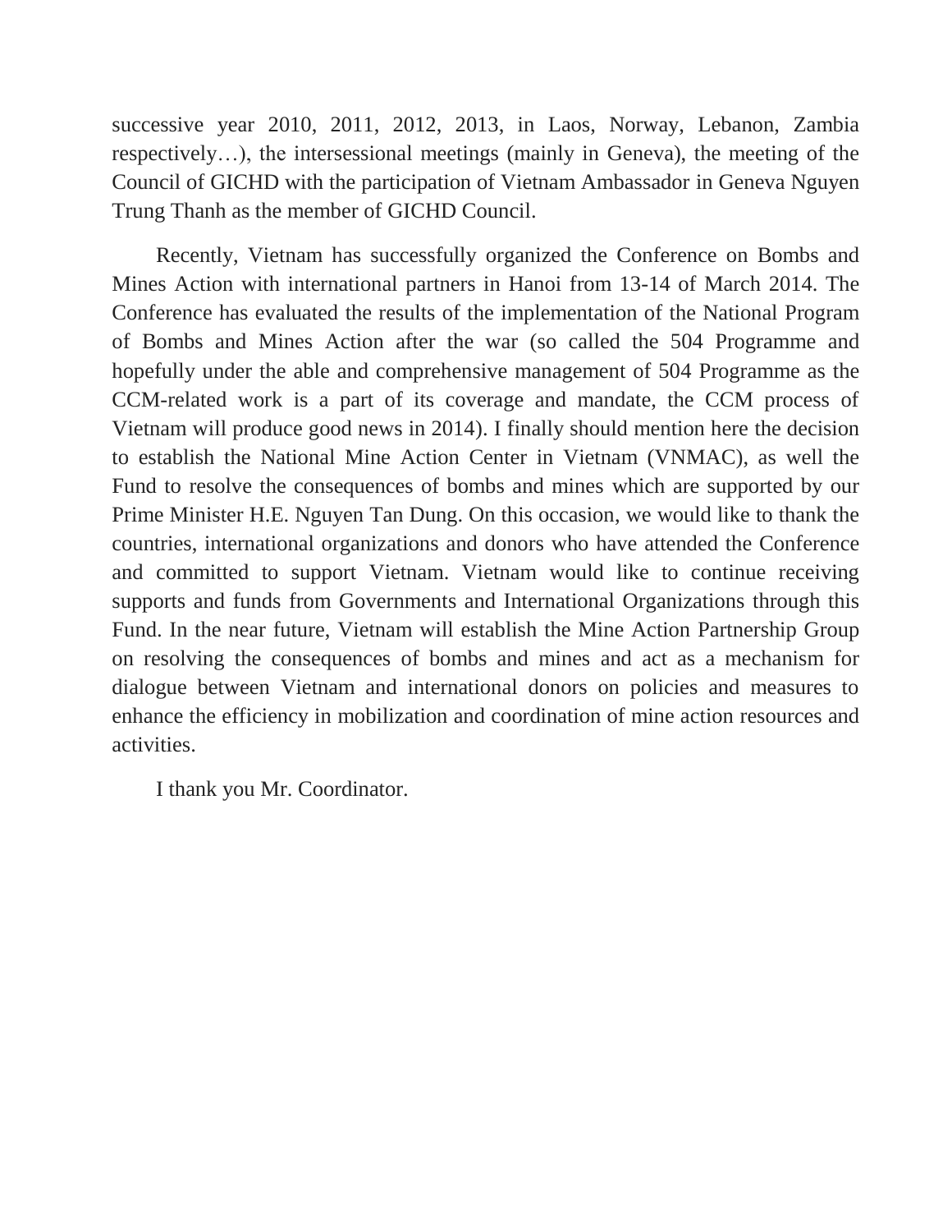successive year 2010, 2011, 2012, 2013, in Laos, Norway, Lebanon, Zambia respectively…), the intersessional meetings (mainly in Geneva), the meeting of the Council of GICHD with the participation of Vietnam Ambassador in Geneva Nguyen Trung Thanh as the member of GICHD Council.

Recently, Vietnam has successfully organized the Conference on Bombs and Mines Action with international partners in Hanoi from 13-14 of March 2014. The Conference has evaluated the results of the implementation of the National Program of Bombs and Mines Action after the war (so called the 504 Programme and hopefully under the able and comprehensive management of 504 Programme as the CCM-related work is a part of its coverage and mandate, the CCM process of Vietnam will produce good news in 2014). I finally should mention here the decision to establish the National Mine Action Center in Vietnam (VNMAC), as well the Fund to resolve the consequences of bombs and mines which are supported by our Prime Minister H.E. Nguyen Tan Dung. On this occasion, we would like to thank the countries, international organizations and donors who have attended the Conference and committed to support Vietnam. Vietnam would like to continue receiving supports and funds from Governments and International Organizations through this Fund. In the near future, Vietnam will establish the Mine Action Partnership Group on resolving the consequences of bombs and mines and act as a mechanism for dialogue between Vietnam and international donors on policies and measures to enhance the efficiency in mobilization and coordination of mine action resources and activities.

I thank you Mr. Coordinator.